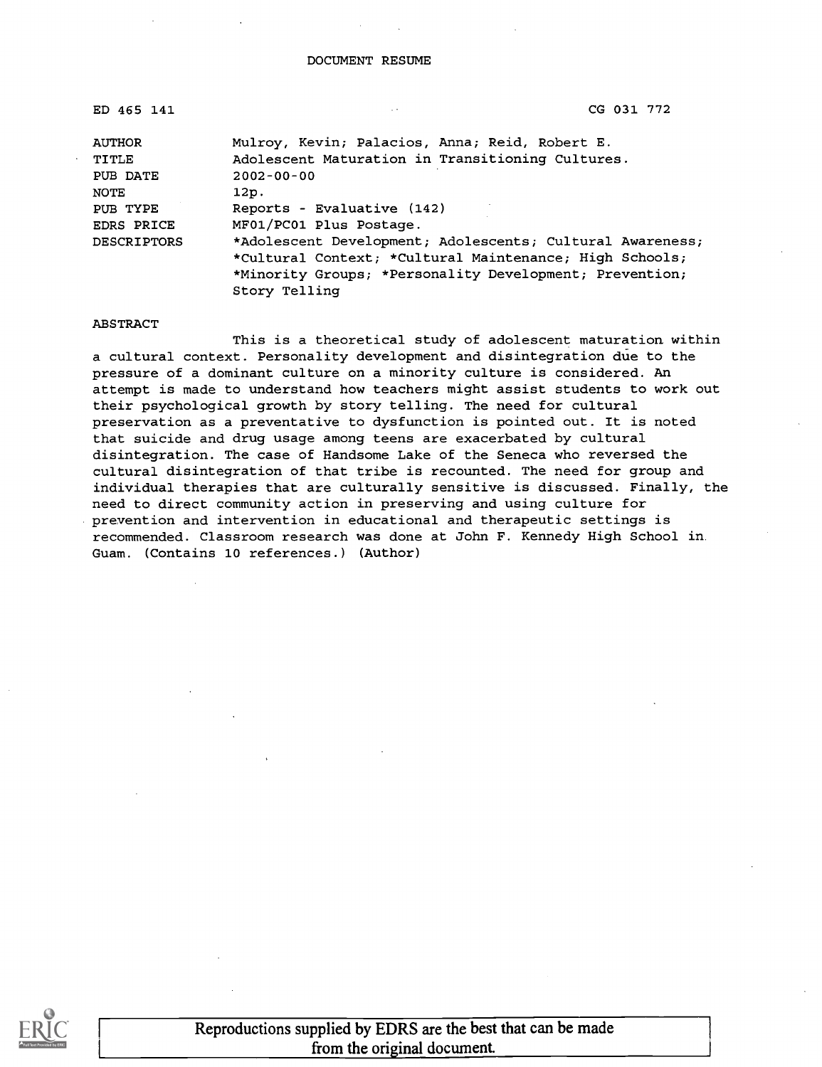DOCUMENT RESUME

| | | |
|---|---|---|
| ED 465 141 | | CG 031 772 |
| AUTHOR | Mulroy, Kevin; Palacios, Anna; Reid, Robert E. | |
| TITLE | Adolescent Maturation in Transitioning Cultures. | |
| PUB DATE | 2002-00-00 | |
| NOTE | 12p. | |
| PUB TYPE | Reports - Evaluative (142) | |
| EDRS PRICE | MF01/PC01 Plus Postage. | |
| DESCRIPTORS | *Adolescent Development; Adolescents; Cultural Awareness; *Cultural Context; *Cultural Maintenance; High Schools; *Minority Groups; *Personality Development; Prevention; Story Telling | |

ABSTRACT

This is a theoretical study of adolescent maturation within a cultural context. Personality development and disintegration due to the pressure of a dominant culture on a minority culture is considered. An attempt is made to understand how teachers might assist students to work out their psychological growth by story telling. The need for cultural preservation as a preventative to dysfunction is pointed out. It is noted that suicide and drug usage among teens are exacerbated by cultural disintegration. The case of Handsome Lake of the Seneca who reversed the cultural disintegration of that tribe is recounted. The need for group and individual therapies that are culturally sensitive is discussed. Finally, the need to direct community action in preserving and using culture for prevention and intervention in educational and therapeutic settings is recommended. Classroom research was done at John F. Kennedy High School in Guam. (Contains 10 references.) (Author)

Reproductions supplied by EDRS are the best that can be made from the original document.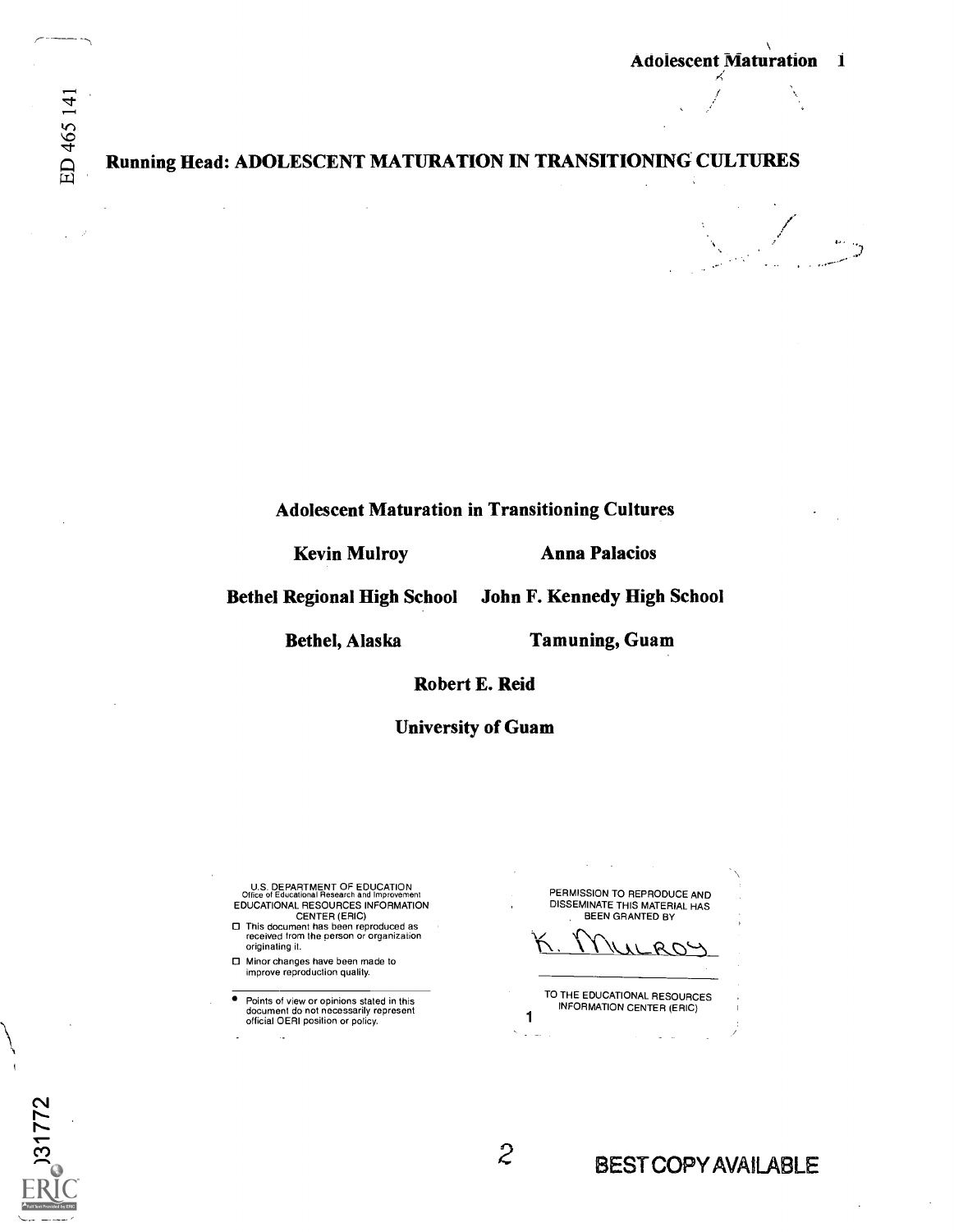Running Head: ADOLESCENT MATURATION IN TRANSITIONING CULTURES

# Adolescent Maturation in Transitioning Cultures

**Kevin Mulroy**

**Bethel Regional High School**

**Bethel, Alaska**

**Anna Palacios**

**John F. Kennedy High School**

**Tamuning, Guam**

**Robert E. Reid**

**University of Guam**

U.S. DEPARTMENT OF EDUCATION
Office of Educational Research and Improvement
EDUCATIONAL RESOURCES INFORMATION CENTER (ERIC)

- This document has been reproduced as received from the person or organization originating it.
- Minor changes have been made to improve reproduction quality.
- Points of view or opinions stated in this document do not necessarily represent official OERI position or policy.

PERMISSION TO REPRODUCE AND DISSEMINATE THIS MATERIAL HAS BEEN GRANTED BY

K. Mulroy

TO THE EDUCATIONAL RESOURCES INFORMATION CENTER (ERIC)

BEST COPY AVAILABLE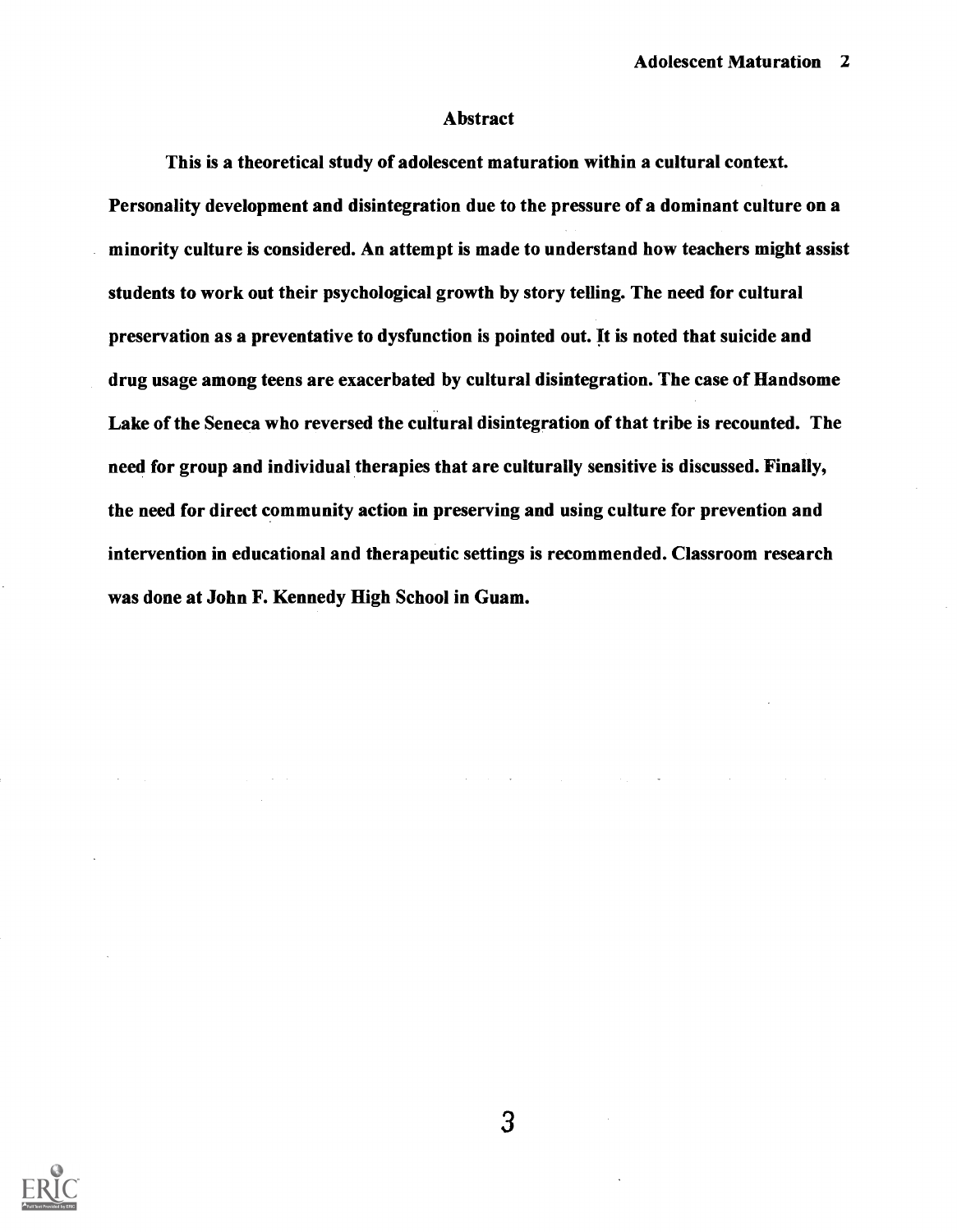## Abstract

This is a theoretical study of adolescent maturation within a cultural context. Personality development and disintegration due to the pressure of a dominant culture on a minority culture is considered. An attempt is made to understand how teachers might assist students to work out their psychological growth by story telling. The need for cultural preservation as a preventative to dysfunction is pointed out. It is noted that suicide and drug usage among teens are exacerbated by cultural disintegration. The case of Handsome Lake of the Seneca who reversed the cultural disintegration of that tribe is recounted. The need for group and individual therapies that are culturally sensitive is discussed. Finally, the need for direct community action in preserving and using culture for prevention and intervention in educational and therapeutic settings is recommended. Classroom research was done at John F. Kennedy High School in Guam.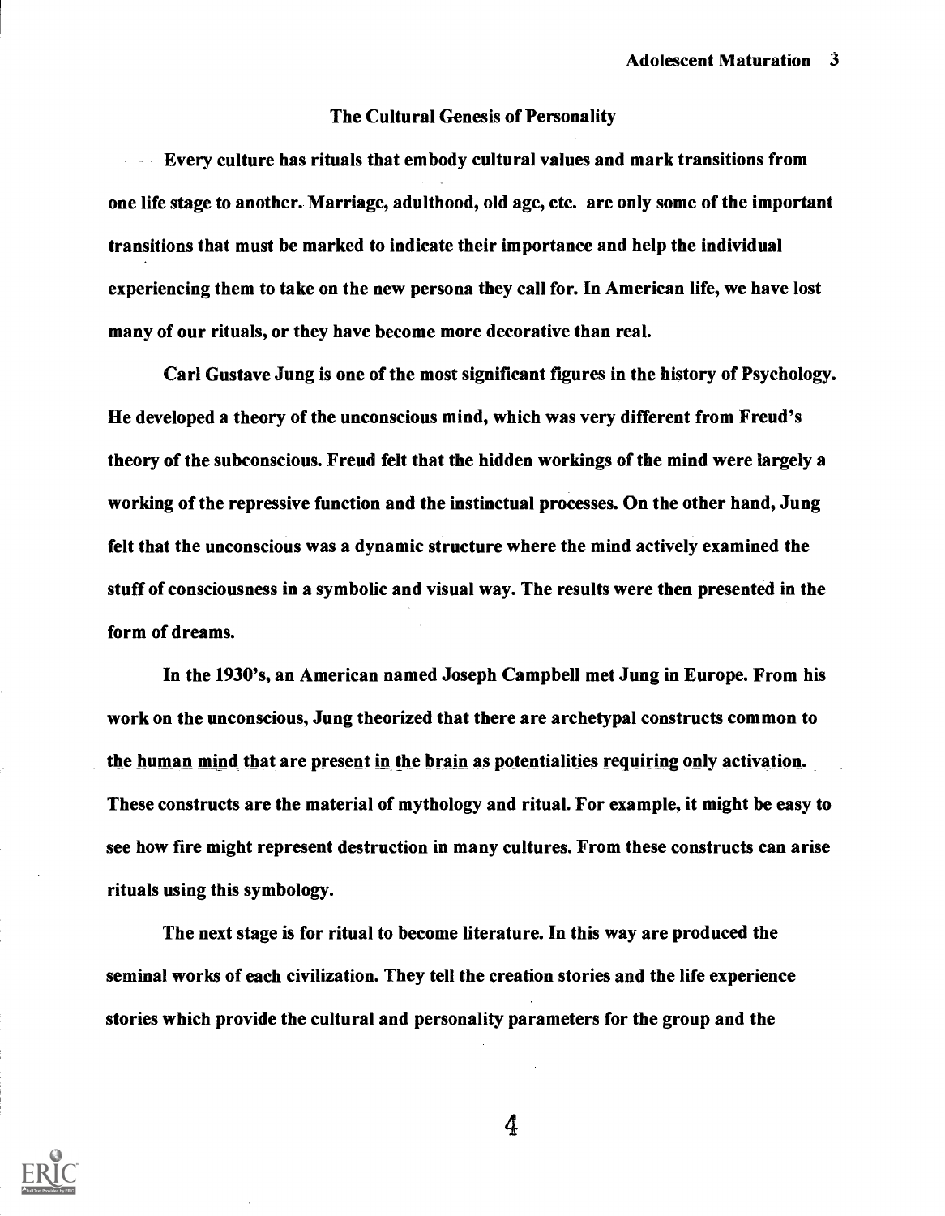## The Cultural Genesis of Personality

Every culture has rituals that embody cultural values and mark transitions from one life stage to another. Marriage, adulthood, old age, etc. are only some of the important transitions that must be marked to indicate their importance and help the individual experiencing them to take on the new persona they call for. In American life, we have lost many of our rituals, or they have become more decorative than real.

Carl Gustave Jung is one of the most significant figures in the history of Psychology. He developed a theory of the unconscious mind, which was very different from Freud's theory of the subconscious. Freud felt that the hidden workings of the mind were largely a working of the repressive function and the instinctual processes. On the other hand, Jung felt that the unconscious was a dynamic structure where the mind actively examined the stuff of consciousness in a symbolic and visual way. The results were then presented in the form of dreams.

In the 1930's, an American named Joseph Campbell met Jung in Europe. From his work on the unconscious, Jung theorized that there are archetypal constructs common to the human mind that are present in the brain as potentialities requiring only activation. These constructs are the material of mythology and ritual. For example, it might be easy to see how fire might represent destruction in many cultures. From these constructs can arise rituals using this symbology.

The next stage is for ritual to become literature. In this way are produced the seminal works of each civilization. They tell the creation stories and the life experience stories which provide the cultural and personality parameters for the group and the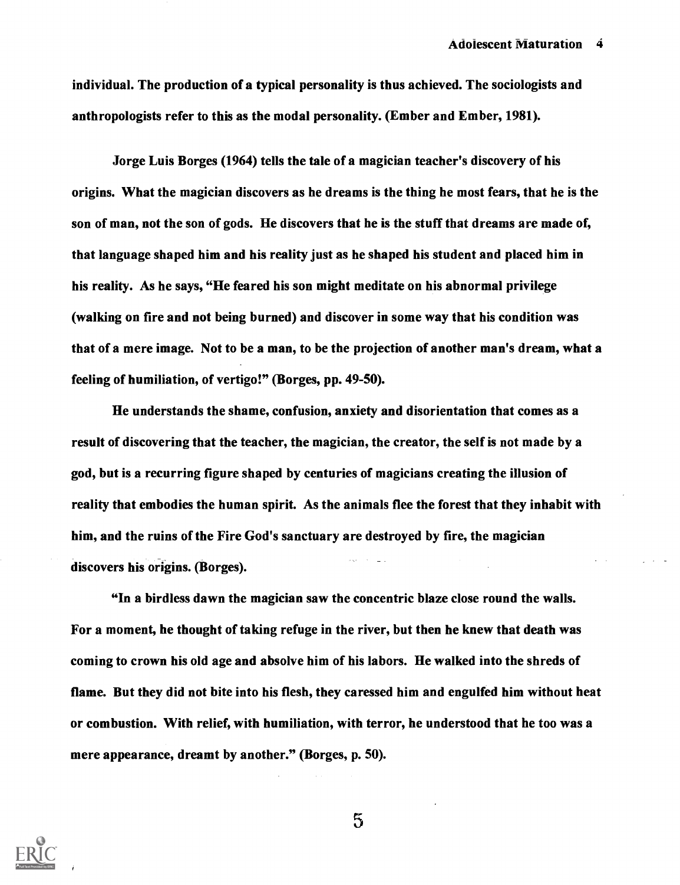individual. The production of a typical personality is thus achieved. The sociologists and anthropologists refer to this as the modal personality. (Ember and Ember, 1981).

Jorge Luis Borges (1964) tells the tale of a magician teacher's discovery of his origins. What the magician discovers as he dreams is the thing he most fears, that he is the son of man, not the son of gods. He discovers that he is the stuff that dreams are made of, that language shaped him and his reality just as he shaped his student and placed him in his reality. As he says, "He feared his son might meditate on his abnormal privilege (walking on fire and not being burned) and discover in some way that his condition was that of a mere image. Not to be a man, to be the projection of another man's dream, what a feeling of humiliation, of vertigo!" (Borges, pp. 49-50).

He understands the shame, confusion, anxiety and disorientation that comes as a result of discovering that the teacher, the magician, the creator, the self is not made by a god, but is a recurring figure shaped by centuries of magicians creating the illusion of reality that embodies the human spirit. As the animals flee the forest that they inhabit with him, and the ruins of the Fire God's sanctuary are destroyed by fire, the magician discovers his origins. (Borges).

"In a birdless dawn the magician saw the concentric blaze close round the walls. For a moment, he thought of taking refuge in the river, but then he knew that death was coming to crown his old age and absolve him of his labors. He walked into the shreds of flame. But they did not bite into his flesh, they caressed him and engulfed him without heat or combustion. With relief, with humiliation, with terror, he understood that he too was a mere appearance, dreamt by another." (Borges, p. 50).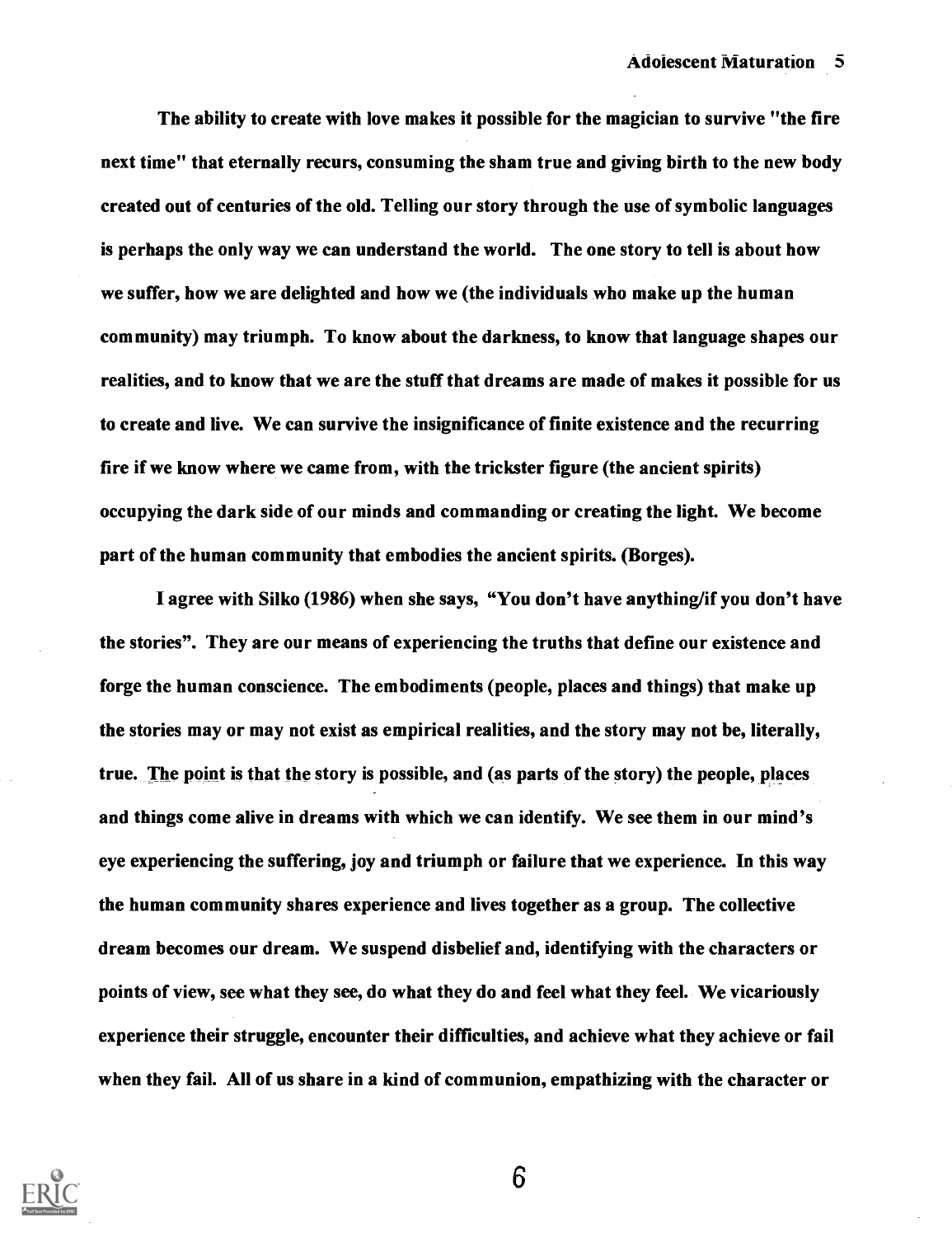The ability to create with love makes it possible for the magician to survive "the fire next time" that eternally recurs, consuming the sham true and giving birth to the new body created out of centuries of the old. Telling our story through the use of symbolic languages is perhaps the only way we can understand the world. The one story to tell is about how we suffer, how we are delighted and how we (the individuals who make up the human community) may triumph. To know about the darkness, to know that language shapes our realities, and to know that we are the stuff that dreams are made of makes it possible for us to create and live. We can survive the insignificance of finite existence and the recurring fire if we know where we came from, with the trickster figure (the ancient spirits) occupying the dark side of our minds and commanding or creating the light. We become part of the human community that embodies the ancient spirits. (Borges).

I agree with Silko (1986) when she says, "You don't have anything/if you don't have the stories". They are our means of experiencing the truths that define our existence and forge the human conscience. The embodiments (people, places and things) that make up the stories may or may not exist as empirical realities, and the story may not be, literally, true. The point is that the story is possible, and (as parts of the story) the people, places and things come alive in dreams with which we can identify. We see them in our mind's eye experiencing the suffering, joy and triumph or failure that we experience. In this way the human community shares experience and lives together as a group. The collective dream becomes our dream. We suspend disbelief and, identifying with the characters or points of view, see what they see, do what they do and feel what they feel. We vicariously experience their struggle, encounter their difficulties, and achieve what they achieve or fail when they fail. All of us share in a kind of communion, empathizing with the character or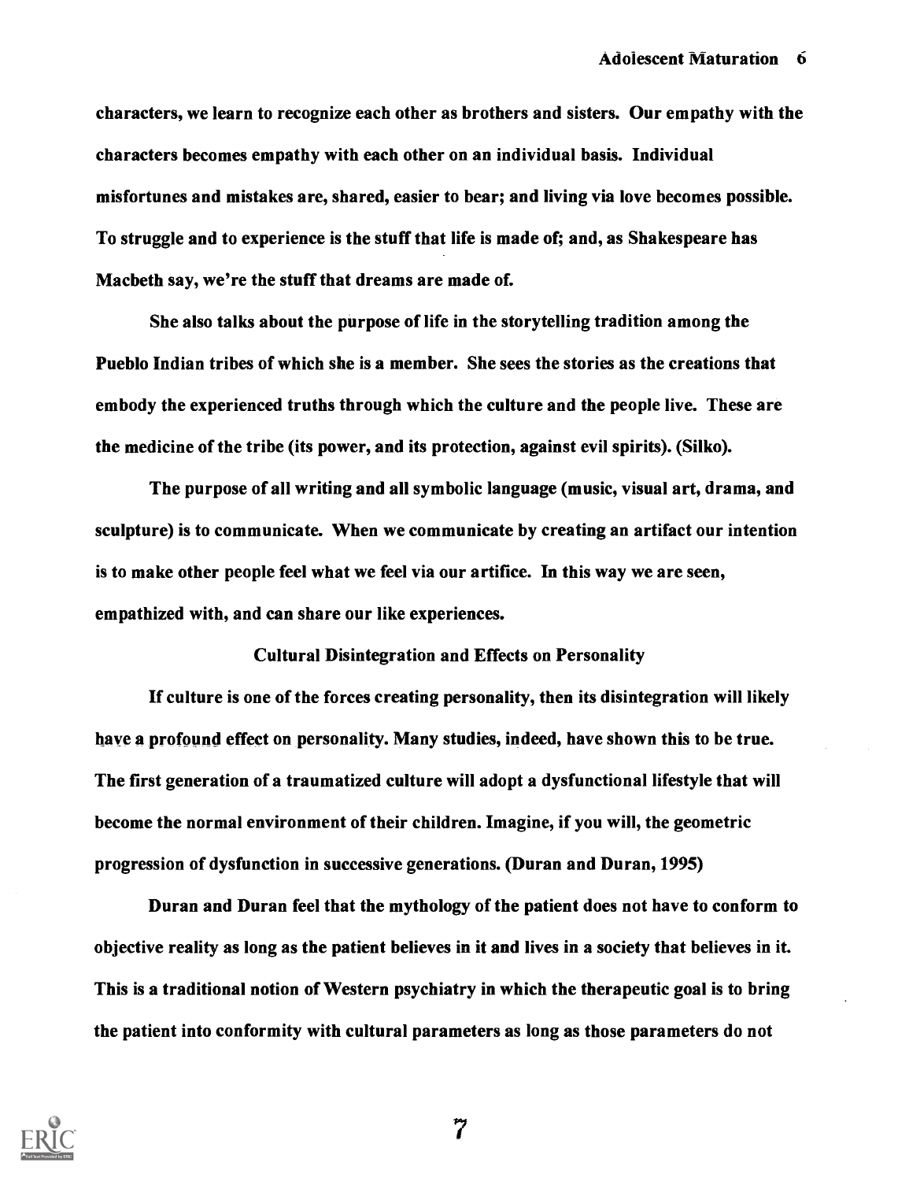characters, we learn to recognize each other as brothers and sisters. Our empathy with the characters becomes empathy with each other on an individual basis. Individual misfortunes and mistakes are, shared, easier to bear; and living via love becomes possible. To struggle and to experience is the stuff that life is made of; and, as Shakespeare has Macbeth say, we're the stuff that dreams are made of.

She also talks about the purpose of life in the storytelling tradition among the Pueblo Indian tribes of which she is a member. She sees the stories as the creations that embody the experienced truths through which the culture and the people live. These are the medicine of the tribe (its power, and its protection, against evil spirits). (Silko).

The purpose of all writing and all symbolic language (music, visual art, drama, and sculpture) is to communicate. When we communicate by creating an artifact our intention is to make other people feel what we feel via our artifice. In this way we are seen, empathized with, and can share our like experiences.

## Cultural Disintegration and Effects on Personality

If culture is one of the forces creating personality, then its disintegration will likely have a profound effect on personality. Many studies, indeed, have shown this to be true. The first generation of a traumatized culture will adopt a dysfunctional lifestyle that will become the normal environment of their children. Imagine, if you will, the geometric progression of dysfunction in successive generations. (Duran and Duran, 1995)

Duran and Duran feel that the mythology of the patient does not have to conform to objective reality as long as the patient believes in it and lives in a society that believes in it. This is a traditional notion of Western psychiatry in which the therapeutic goal is to bring the patient into conformity with cultural parameters as long as those parameters do not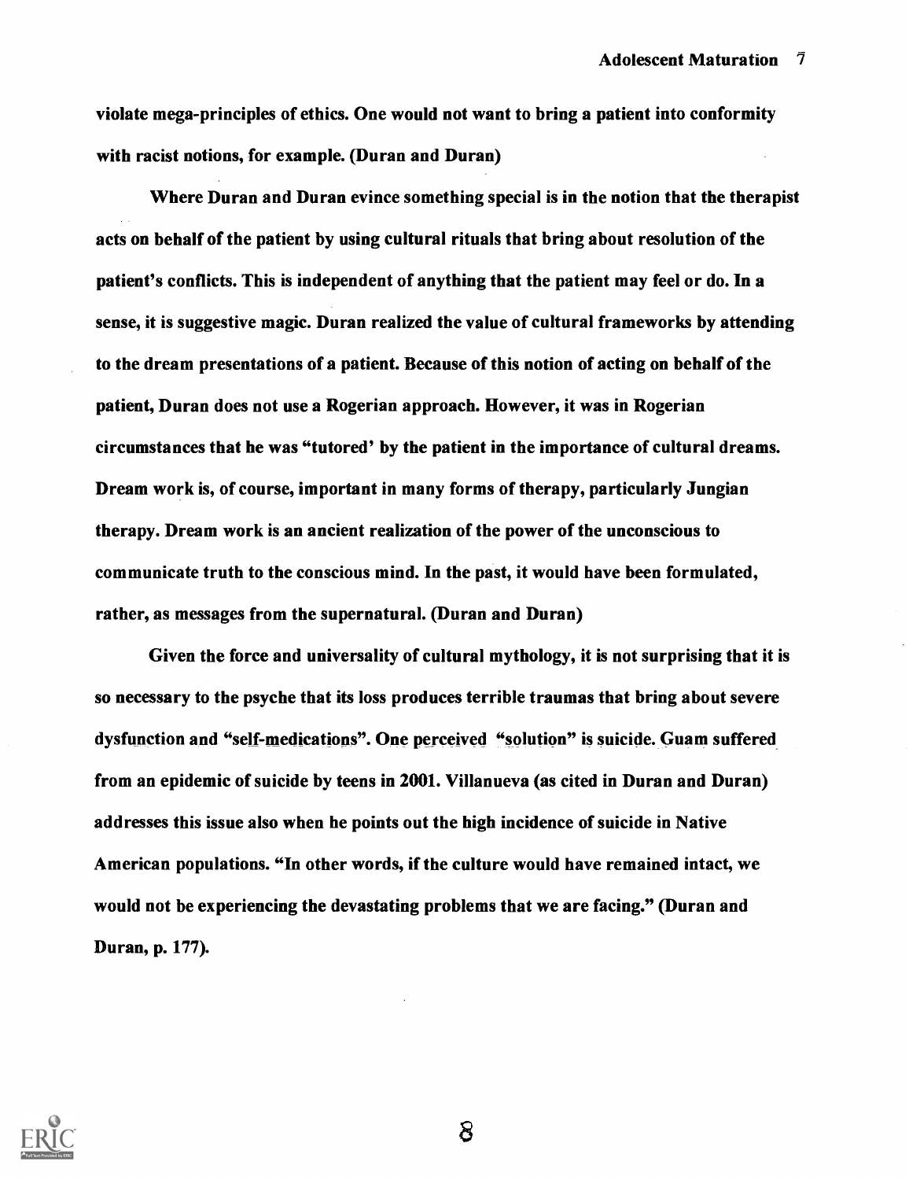violate mega-principles of ethics. One would not want to bring a patient into conformity with racist notions, for example. (Duran and Duran)

Where Duran and Duran evince something special is in the notion that the therapist acts on behalf of the patient by using cultural rituals that bring about resolution of the patient's conflicts. This is independent of anything that the patient may feel or do. In a sense, it is suggestive magic. Duran realized the value of cultural frameworks by attending to the dream presentations of a patient. Because of this notion of acting on behalf of the patient, Duran does not use a Rogerian approach. However, it was in Rogerian circumstances that he was "tutored' by the patient in the importance of cultural dreams. Dream work is, of course, important in many forms of therapy, particularly Jungian therapy. Dream work is an ancient realization of the power of the unconscious to communicate truth to the conscious mind. In the past, it would have been formulated, rather, as messages from the supernatural. (Duran and Duran)

Given the force and universality of cultural mythology, it is not surprising that it is so necessary to the psyche that its loss produces terrible traumas that bring about severe dysfunction and "self-medications". One perceived "solution" is suicide. Guam suffered from an epidemic of suicide by teens in 2001. Villanueva (as cited in Duran and Duran) addresses this issue also when he points out the high incidence of suicide in Native American populations. "In other words, if the culture would have remained intact, we would not be experiencing the devastating problems that we are facing." (Duran and Duran, p. 177).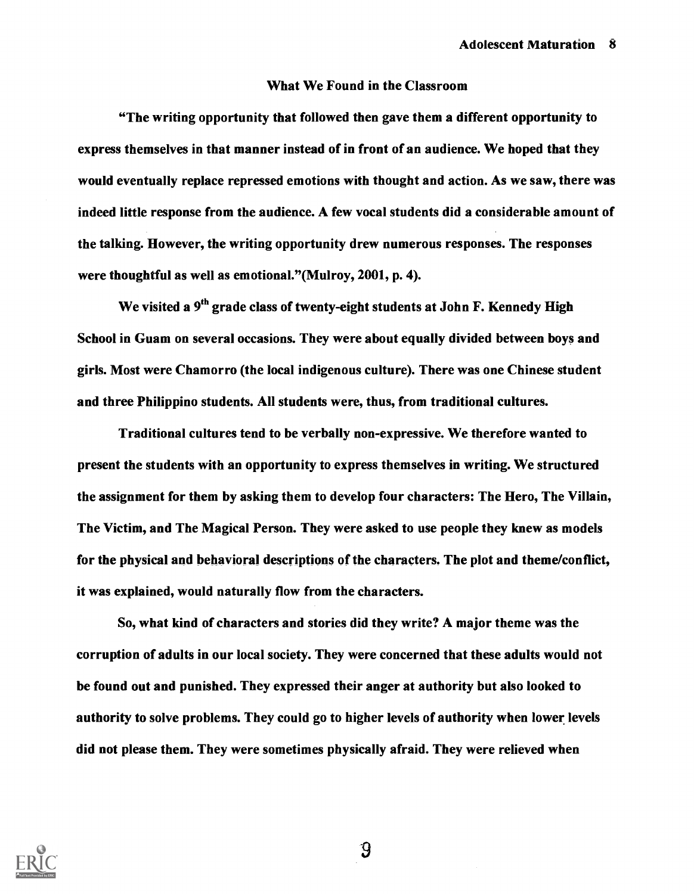## What We Found in the Classroom

"The writing opportunity that followed then gave them a different opportunity to express themselves in that manner instead of in front of an audience. We hoped that they would eventually replace repressed emotions with thought and action. As we saw, there was indeed little response from the audience. A few vocal students did a considerable amount of the talking. However, the writing opportunity drew numerous responses. The responses were thoughtful as well as emotional."(Mulroy, 2001, p. 4).

We visited a 9th grade class of twenty-eight students at John F. Kennedy High School in Guam on several occasions. They were about equally divided between boys and girls. Most were Chamorro (the local indigenous culture). There was one Chinese student and three Philippino students. All students were, thus, from traditional cultures.

Traditional cultures tend to be verbally non-expressive. We therefore wanted to present the students with an opportunity to express themselves in writing. We structured the assignment for them by asking them to develop four characters: The Hero, The Villain, The Victim, and The Magical Person. They were asked to use people they knew as models for the physical and behavioral descriptions of the characters. The plot and theme/conflict, it was explained, would naturally flow from the characters.

So, what kind of characters and stories did they write? A major theme was the corruption of adults in our local society. They were concerned that these adults would not be found out and punished. They expressed their anger at authority but also looked to authority to solve problems. They could go to higher levels of authority when lower levels did not please them. They were sometimes physically afraid. They were relieved when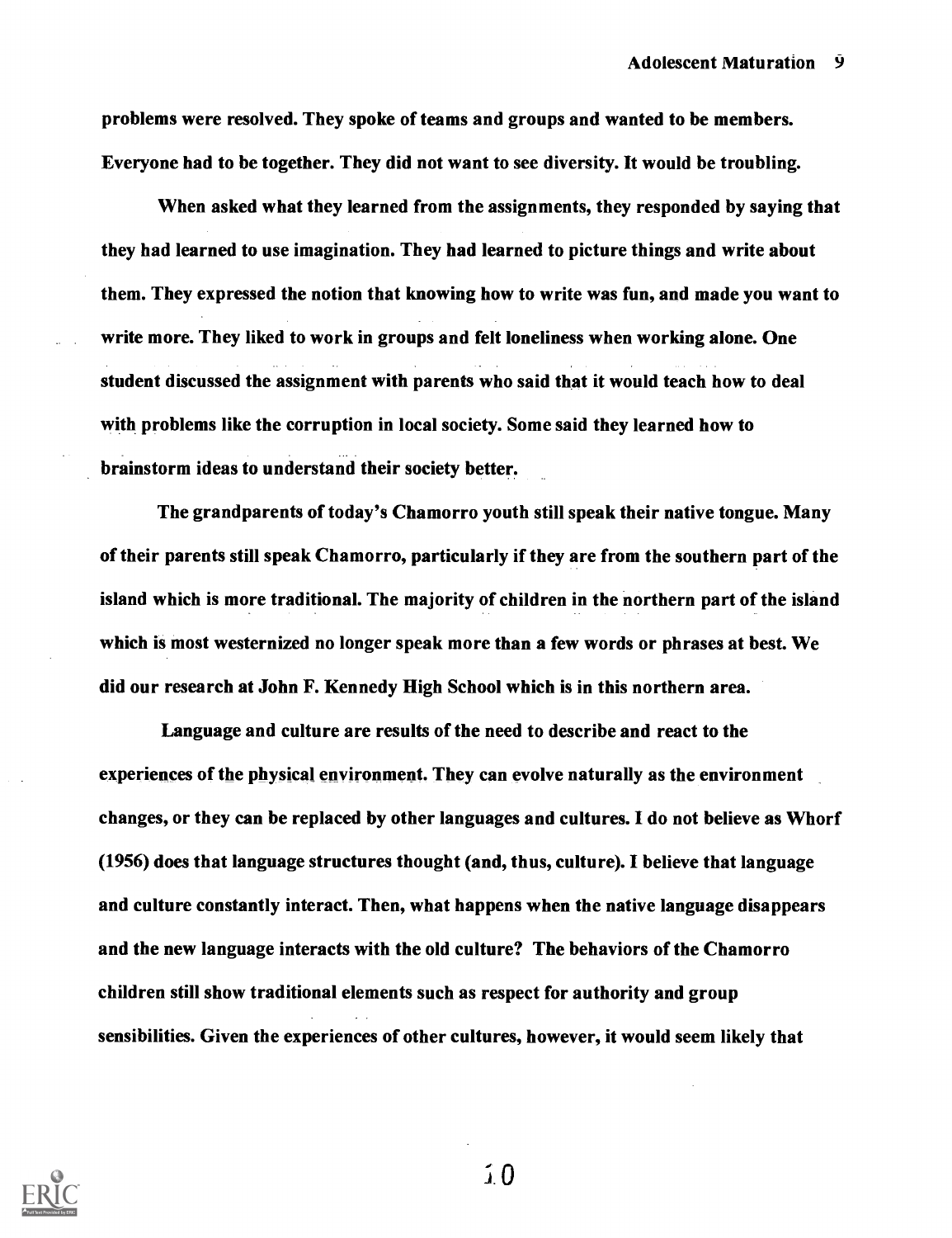problems were resolved. They spoke of teams and groups and wanted to be members. Everyone had to be together. They did not want to see diversity. It would be troubling.

When asked what they learned from the assignments, they responded by saying that they had learned to use imagination. They had learned to picture things and write about them. They expressed the notion that knowing how to write was fun, and made you want to write more. They liked to work in groups and felt loneliness when working alone. One student discussed the assignment with parents who said that it would teach how to deal with problems like the corruption in local society. Some said they learned how to brainstorm ideas to understand their society better.

The grandparents of today's Chamorro youth still speak their native tongue. Many of their parents still speak Chamorro, particularly if they are from the southern part of the island which is more traditional. The majority of children in the northern part of the island which is most westernized no longer speak more than a few words or phrases at best. We did our research at John F. Kennedy High School which is in this northern area.

Language and culture are results of the need to describe and react to the experiences of the physical environment. They can evolve naturally as the environment changes, or they can be replaced by other languages and cultures. I do not believe as Whorf (1956) does that language structures thought (and, thus, culture). I believe that language and culture constantly interact. Then, what happens when the native language disappears and the new language interacts with the old culture? The behaviors of the Chamorro children still show traditional elements such as respect for authority and group sensibilities. Given the experiences of other cultures, however, it would seem likely that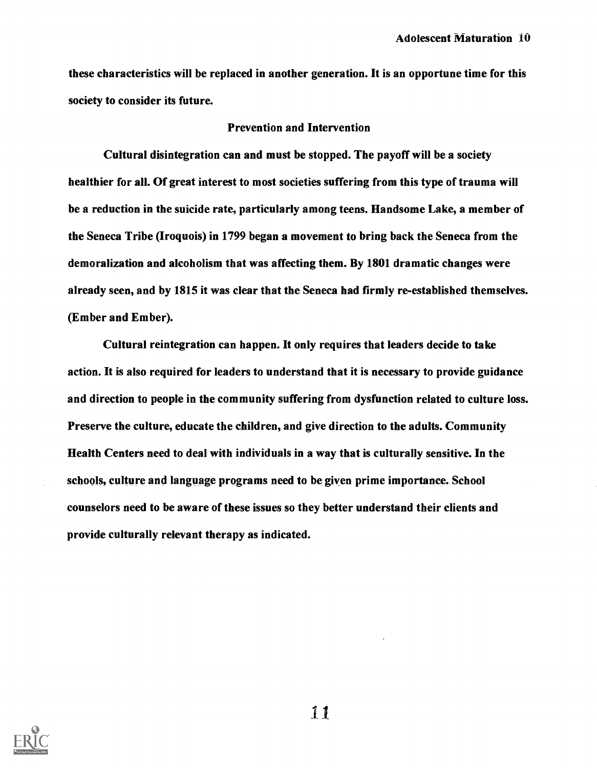these characteristics will be replaced in another generation. It is an opportune time for this society to consider its future.

## Prevention and Intervention

Cultural disintegration can and must be stopped. The payoff will be a society healthier for all. Of great interest to most societies suffering from this type of trauma will be a reduction in the suicide rate, particularly among teens. Handsome Lake, a member of the Seneca Tribe (Iroquois) in 1799 began a movement to bring back the Seneca from the demoralization and alcoholism that was affecting them. By 1801 dramatic changes were already seen, and by 1815 it was clear that the Seneca had firmly re-established themselves. (Ember and Ember).

Cultural reintegration can happen. It only requires that leaders decide to take action. It is also required for leaders to understand that it is necessary to provide guidance and direction to people in the community suffering from dysfunction related to culture loss. Preserve the culture, educate the children, and give direction to the adults. Community Health Centers need to deal with individuals in a way that is culturally sensitive. In the schools, culture and language programs need to be given prime importance. School counselors need to be aware of these issues so they better understand their clients and provide culturally relevant therapy as indicated.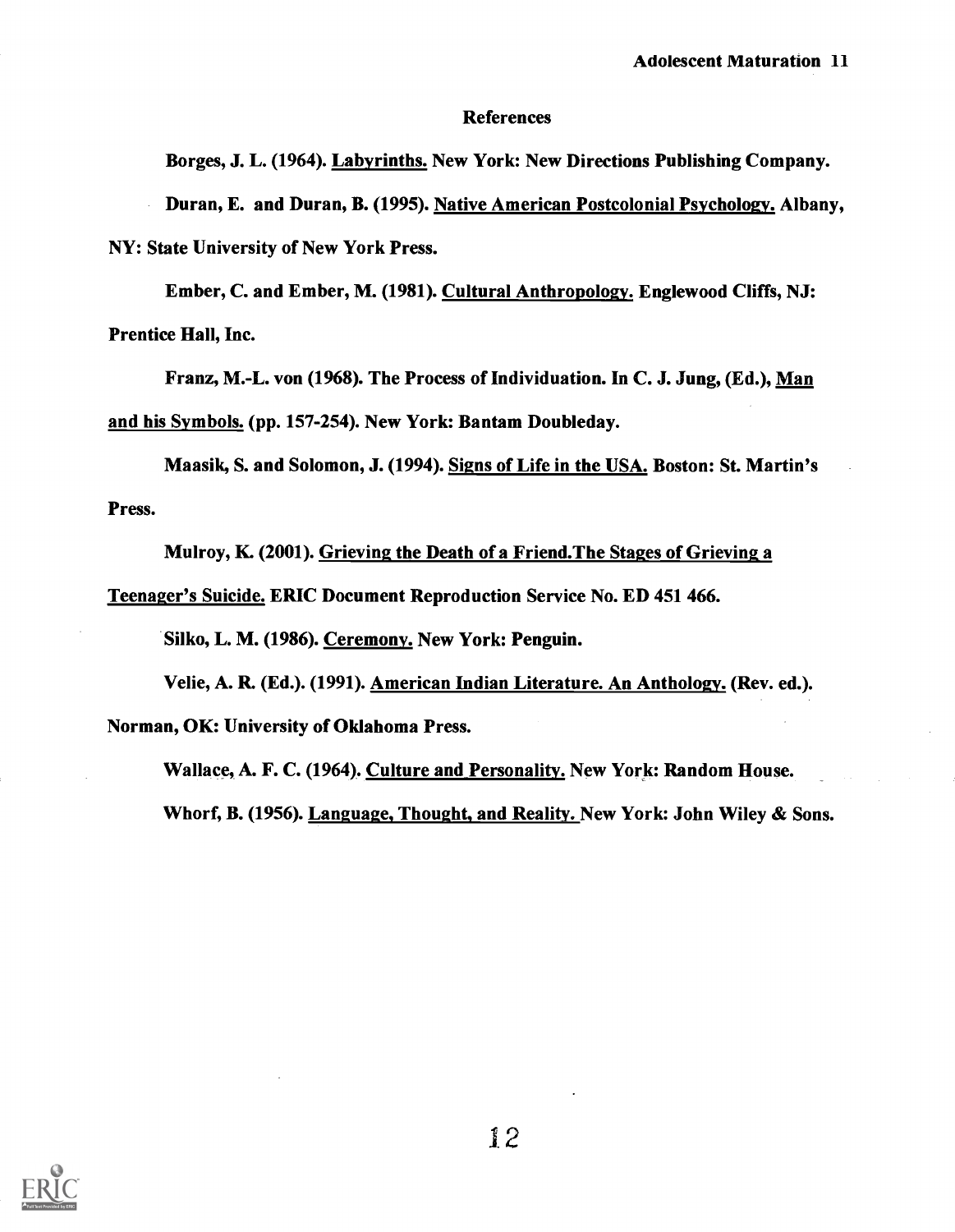## References

Borges, J. L. (1964). Labyrinths. New York: New Directions Publishing Company.

Duran, E. and Duran, B. (1995). Native American Postcolonial Psychology. Albany, NY: State University of New York Press.

Ember, C. and Ember, M. (1981). Cultural Anthropology. Englewood Cliffs, NJ: Prentice Hall, Inc.

Franz, M.-L. von (1968). The Process of Individuation. In C. J. Jung, (Ed.), Man and his Symbols. (pp. 157-254). New York: Bantam Doubleday.

Maasik, S. and Solomon, J. (1994). Signs of Life in the USA. Boston: St. Martin's Press.

Mulroy, K. (2001). Grieving the Death of a Friend.The Stages of Grieving a Teenager's Suicide. ERIC Document Reproduction Service No. ED 451 466.

Silko, L. M. (1986). Ceremony. New York: Penguin.

Velie, A. R. (Ed.). (1991). American Indian Literature. An Anthology. (Rev. ed.). Norman, OK: University of Oklahoma Press.

Wallace, A. F. C. (1964). Culture and Personality. New York: Random House.

Whorf, B. (1956). Language, Thought, and Reality. New York: John Wiley & Sons.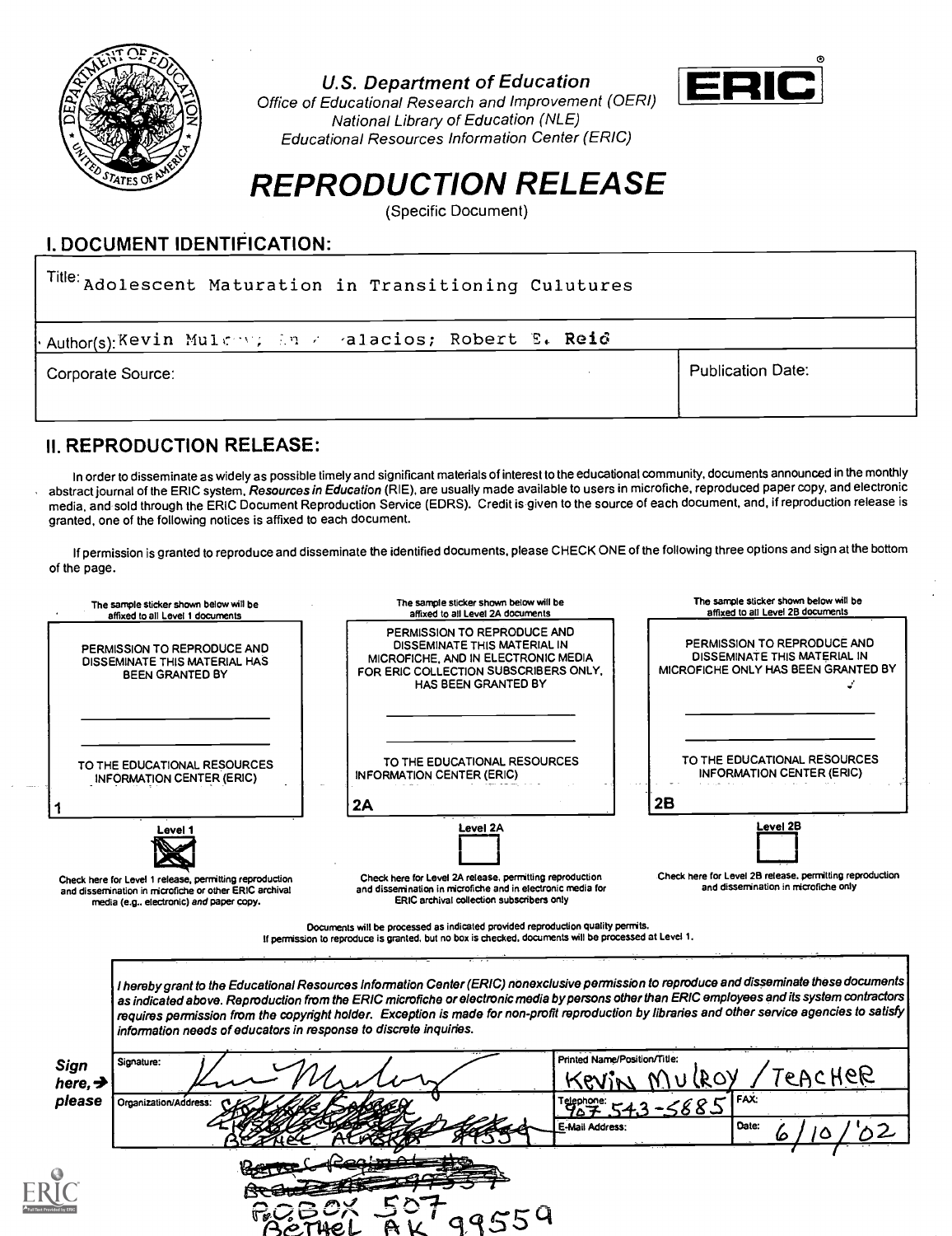U.S. Department of Education
Office of Educational Research and Improvement (OERI)
National Library of Education (NLE)
Educational Resources Information Center (ERIC)

ERIC®

# REPRODUCTION RELEASE

(Specific Document)

## I. DOCUMENT IDENTIFICATION:

Title: Adolescent Maturation in Transitioning Culutures

Author(s): Kevin Mul..., ... alacios; Robert E. Reid

Corporate Source:

Publication Date:

## II. REPRODUCTION RELEASE:

In order to disseminate as widely as possible timely and significant materials of interest to the educational community, documents announced in the monthly abstract journal of the ERIC system, *Resources in Education* (RIE), are usually made available to users in microfiche, reproduced paper copy, and electronic media, and sold through the ERIC Document Reproduction Service (EDRS). Credit is given to the source of each document, and, if reproduction release is granted, one of the following notices is affixed to each document.

If permission is granted to reproduce and disseminate the identified documents, please CHECK ONE of the following three options and sign at the bottom of the page.

| The sample sticker shown below will be affixed to all Level 1 documents | The sample sticker shown below will be affixed to all Level 2A documents | The sample sticker shown below will be affixed to all Level 2B documents |
|---|---|---|
| PERMISSION TO REPRODUCE AND DISSEMINATE THIS MATERIAL HAS BEEN GRANTED BY ______ TO THE EDUCATIONAL RESOURCES INFORMATION CENTER (ERIC) | PERMISSION TO REPRODUCE AND DISSEMINATE THIS MATERIAL IN MICROFICHE, AND IN ELECTRONIC MEDIA FOR ERIC COLLECTION SUBSCRIBERS ONLY, HAS BEEN GRANTED BY ______ TO THE EDUCATIONAL RESOURCES INFORMATION CENTER (ERIC) | PERMISSION TO REPRODUCE AND DISSEMINATE THIS MATERIAL IN MICROFICHE ONLY HAS BEEN GRANTED BY ______ TO THE EDUCATIONAL RESOURCES INFORMATION CENTER (ERIC) |
| 1 | 2A | 2B |
| Level 1 [X] | Level 2A [ ] | Level 2B [ ] |
| Check here for Level 1 release, permitting reproduction and dissemination in microfiche or other ERIC archival media (e.g., electronic) *and* paper copy. | Check here for Level 2A release, permitting reproduction and dissemination in microfiche and in electronic media for ERIC archival collection subscribers only | Check here for Level 2B release, permitting reproduction and dissemination in microfiche only |

Documents will be processed as indicated provided reproduction quality permits.
If permission to reproduce is granted, but no box is checked, documents will be processed at Level 1.

*I hereby grant to the Educational Resources Information Center (ERIC) nonexclusive permission to reproduce and disseminate these documents as indicated above. Reproduction from the ERIC microfiche or electronic media by persons other than ERIC employees and its system contractors requires permission from the copyright holder. Exception is made for non-profit reproduction by libraries and other service agencies to satisfy information needs of educators in response to discrete inquiries.*

**Sign here, → please**

| Signature: [signature] | Printed Name/Position/Title: Kevin Mulroy / Teacher | |
|---|---|---|
| Organization/Address: ~~[crossed out]~~ Bethel Alaska ~~99559~~ | Telephone: 907 543-5885 | FAX: |
| | E-Mail Address: | Date: 6/10/'02 |

~~[crossed out]~~
PO BOX 507
Bethel AK 99559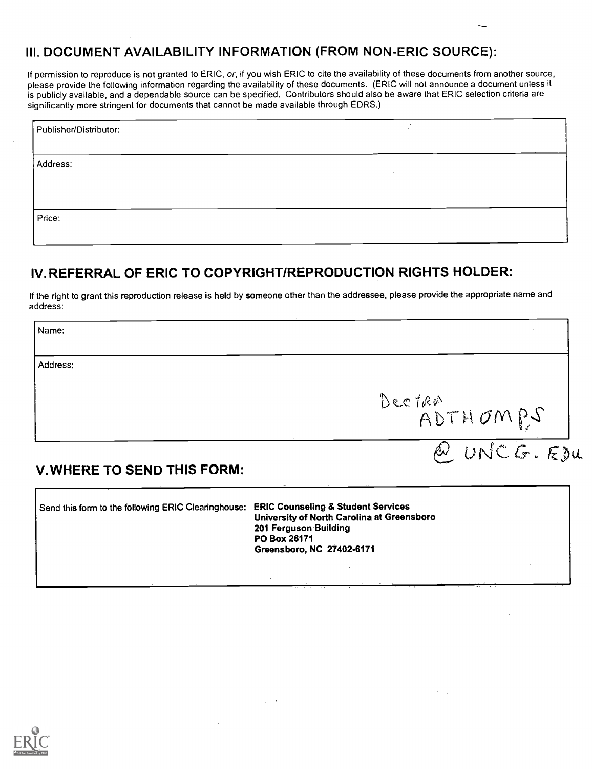## III. DOCUMENT AVAILABILITY INFORMATION (FROM NON-ERIC SOURCE):

If permission to reproduce is not granted to ERIC, *or*, if you wish ERIC to cite the availability of these documents from another source, please provide the following information regarding the availability of these documents. (ERIC will not announce a document unless it is publicly available, and a dependable source can be specified. Contributors should also be aware that ERIC selection criteria are significantly more stringent for documents that cannot be made available through EDRS.)

| | |
|---|---|
| Publisher/Distributor: | |
| Address: | |
| Price: | |

## IV. REFERRAL OF ERIC TO COPYRIGHT/REPRODUCTION RIGHTS HOLDER:

If the right to grant this reproduction release is held by someone other than the addressee, please provide the appropriate name and address:

| | |
|---|---|
| Name: | |
| Address: | Dectra ADTHOMPS @ UNCG.EDU |

## V. WHERE TO SEND THIS FORM:

| | |
|---|---|
| Send this form to the following ERIC Clearinghouse: | **ERIC Counseling & Student Services**<br>**University of North Carolina at Greensboro**<br>**201 Ferguson Building**<br>**PO Box 26171**<br>**Greensboro, NC 27402-6171** |